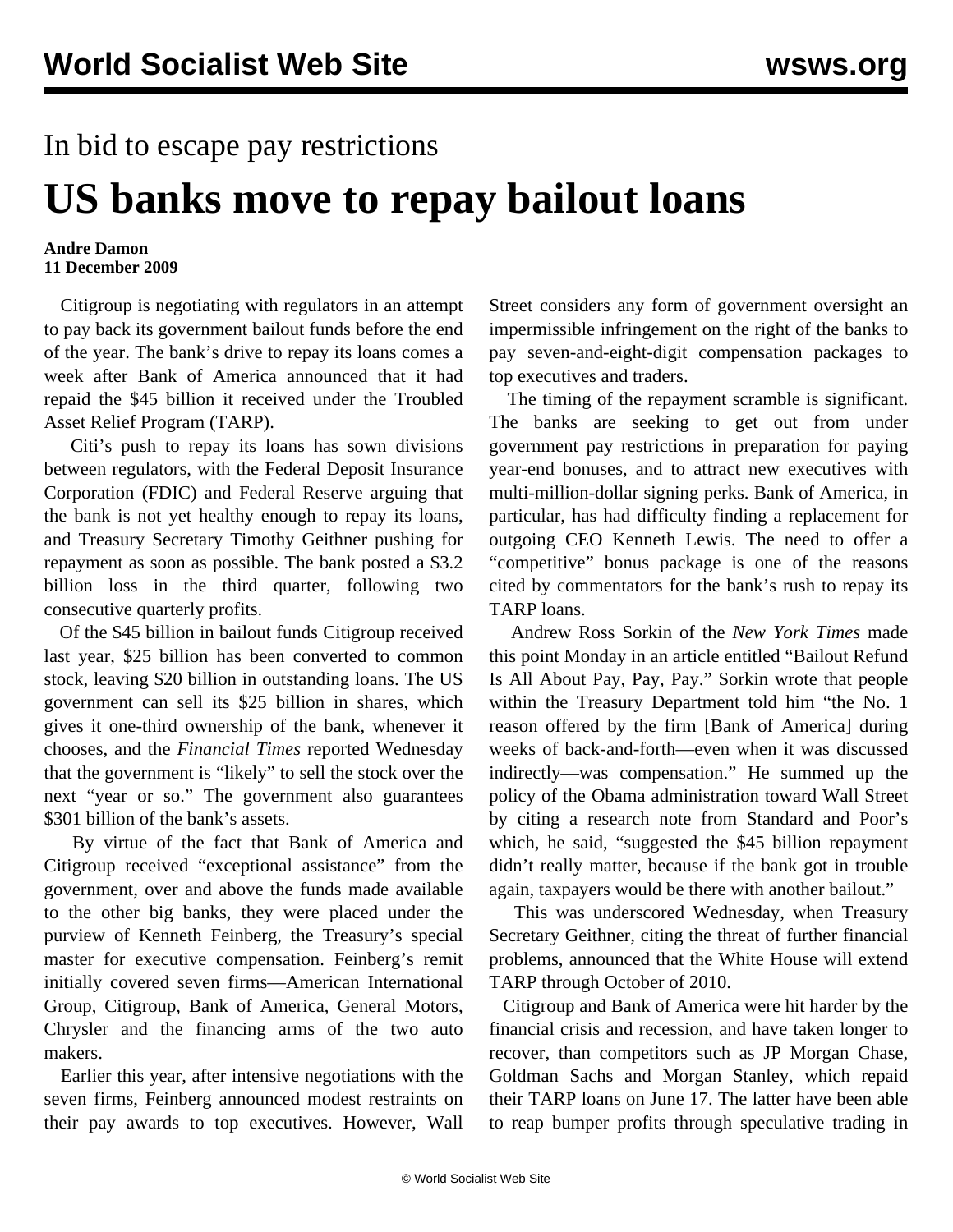In bid to escape pay restrictions

# US banks move to repay bailout loans

**Andre Damon**
**11 December 2009**

Citigroup is negotiating with regulators in an attempt to pay back its government bailout funds before the end of the year. The bank's drive to repay its loans comes a week after Bank of America announced that it had repaid the $45 billion it received under the Troubled Asset Relief Program (TARP).

Citi's push to repay its loans has sown divisions between regulators, with the Federal Deposit Insurance Corporation (FDIC) and Federal Reserve arguing that the bank is not yet healthy enough to repay its loans, and Treasury Secretary Timothy Geithner pushing for repayment as soon as possible. The bank posted a $3.2 billion loss in the third quarter, following two consecutive quarterly profits.

Of the $45 billion in bailout funds Citigroup received last year, $25 billion has been converted to common stock, leaving $20 billion in outstanding loans. The US government can sell its $25 billion in shares, which gives it one-third ownership of the bank, whenever it chooses, and the *Financial Times* reported Wednesday that the government is "likely" to sell the stock over the next "year or so." The government also guarantees $301 billion of the bank's assets.

By virtue of the fact that Bank of America and Citigroup received "exceptional assistance" from the government, over and above the funds made available to the other big banks, they were placed under the purview of Kenneth Feinberg, the Treasury's special master for executive compensation. Feinberg's remit initially covered seven firms—American International Group, Citigroup, Bank of America, General Motors, Chrysler and the financing arms of the two auto makers.

Earlier this year, after intensive negotiations with the seven firms, Feinberg announced modest restraints on their pay awards to top executives. However, Wall Street considers any form of government oversight an impermissible infringement on the right of the banks to pay seven-and-eight-digit compensation packages to top executives and traders.

The timing of the repayment scramble is significant. The banks are seeking to get out from under government pay restrictions in preparation for paying year-end bonuses, and to attract new executives with multi-million-dollar signing perks. Bank of America, in particular, has had difficulty finding a replacement for outgoing CEO Kenneth Lewis. The need to offer a "competitive" bonus package is one of the reasons cited by commentators for the bank's rush to repay its TARP loans.

Andrew Ross Sorkin of the *New York Times* made this point Monday in an article entitled "Bailout Refund Is All About Pay, Pay, Pay." Sorkin wrote that people within the Treasury Department told him "the No. 1 reason offered by the firm [Bank of America] during weeks of back-and-forth—even when it was discussed indirectly—was compensation." He summed up the policy of the Obama administration toward Wall Street by citing a research note from Standard and Poor's which, he said, "suggested the $45 billion repayment didn't really matter, because if the bank got in trouble again, taxpayers would be there with another bailout."

This was underscored Wednesday, when Treasury Secretary Geithner, citing the threat of further financial problems, announced that the White House will extend TARP through October of 2010.

Citigroup and Bank of America were hit harder by the financial crisis and recession, and have taken longer to recover, than competitors such as JP Morgan Chase, Goldman Sachs and Morgan Stanley, which repaid their TARP loans on June 17. The latter have been able to reap bumper profits through speculative trading in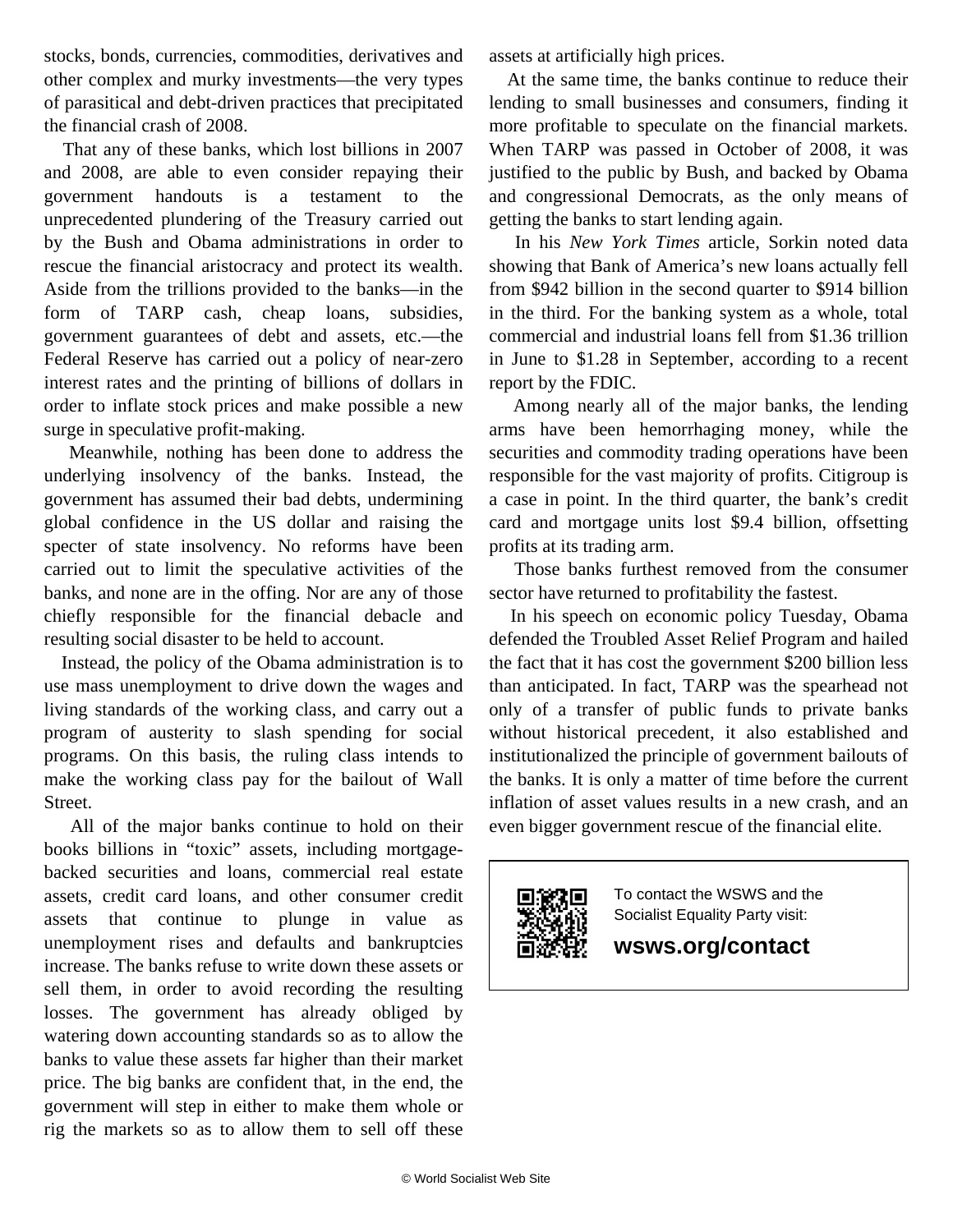stocks, bonds, currencies, commodities, derivatives and other complex and murky investments—the very types of parasitical and debt-driven practices that precipitated the financial crash of 2008.

That any of these banks, which lost billions in 2007 and 2008, are able to even consider repaying their government handouts is a testament to the unprecedented plundering of the Treasury carried out by the Bush and Obama administrations in order to rescue the financial aristocracy and protect its wealth. Aside from the trillions provided to the banks—in the form of TARP cash, cheap loans, subsidies, government guarantees of debt and assets, etc.—the Federal Reserve has carried out a policy of near-zero interest rates and the printing of billions of dollars in order to inflate stock prices and make possible a new surge in speculative profit-making.

Meanwhile, nothing has been done to address the underlying insolvency of the banks. Instead, the government has assumed their bad debts, undermining global confidence in the US dollar and raising the specter of state insolvency. No reforms have been carried out to limit the speculative activities of the banks, and none are in the offing. Nor are any of those chiefly responsible for the financial debacle and resulting social disaster to be held to account.

Instead, the policy of the Obama administration is to use mass unemployment to drive down the wages and living standards of the working class, and carry out a program of austerity to slash spending for social programs. On this basis, the ruling class intends to make the working class pay for the bailout of Wall Street.

All of the major banks continue to hold on their books billions in “toxic” assets, including mortgage-backed securities and loans, commercial real estate assets, credit card loans, and other consumer credit assets that continue to plunge in value as unemployment rises and defaults and bankruptcies increase. The banks refuse to write down these assets or sell them, in order to avoid recording the resulting losses. The government has already obliged by watering down accounting standards so as to allow the banks to value these assets far higher than their market price. The big banks are confident that, in the end, the government will step in either to make them whole or rig the markets so as to allow them to sell off these assets at artificially high prices.

At the same time, the banks continue to reduce their lending to small businesses and consumers, finding it more profitable to speculate on the financial markets. When TARP was passed in October of 2008, it was justified to the public by Bush, and backed by Obama and congressional Democrats, as the only means of getting the banks to start lending again.

In his *New York Times* article, Sorkin noted data showing that Bank of America’s new loans actually fell from $942 billion in the second quarter to $914 billion in the third. For the banking system as a whole, total commercial and industrial loans fell from $1.36 trillion in June to $1.28 in September, according to a recent report by the FDIC.

Among nearly all of the major banks, the lending arms have been hemorrhaging money, while the securities and commodity trading operations have been responsible for the vast majority of profits. Citigroup is a case in point. In the third quarter, the bank’s credit card and mortgage units lost $9.4 billion, offsetting profits at its trading arm.

Those banks furthest removed from the consumer sector have returned to profitability the fastest.

In his speech on economic policy Tuesday, Obama defended the Troubled Asset Relief Program and hailed the fact that it has cost the government $200 billion less than anticipated. In fact, TARP was the spearhead not only of a transfer of public funds to private banks without historical precedent, it also established and institutionalized the principle of government bailouts of the banks. It is only a matter of time before the current inflation of asset values results in a new crash, and an even bigger government rescue of the financial elite.

To contact the WSWS and the Socialist Equality Party visit:

**wsws.org/contact**